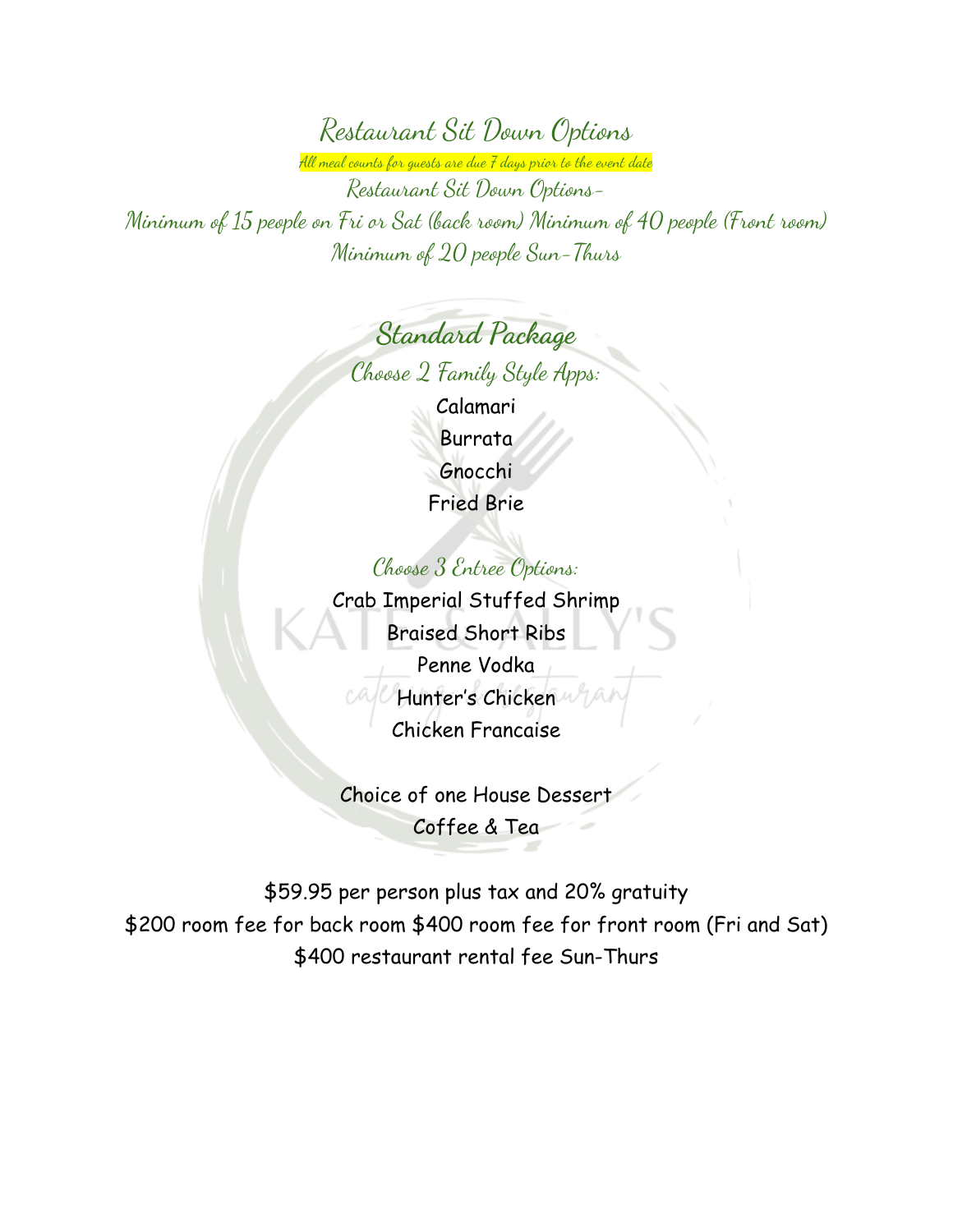# Restaurant Sit Down Options

*All meal counts for guests are due 7 days prior to the event date*

Restaurant Sit Down Options-

Minimum of 15 people on Fri or Sat (back room) Minimum of 40 people (Front room)

Minimum of 20 people Sun-Thurs

## Standard Package

### Choose 2 Family Style Apps:

Calamari

Burrata

Gnocchi

Fried Brie

### Choose 3 Entree Options:

Crab Imperial Stuffed Shrimp

Braised Short Ribs

Penne Vodka

Hunter's Chicken

Chicken Francaise

Choice of one House Dessert

Coffee & Tea

$59.95 per person plus tax and 20% gratuity

$200 room fee for back room $400 room fee for front room (Fri and Sat)

$400 restaurant rental fee Sun-Thurs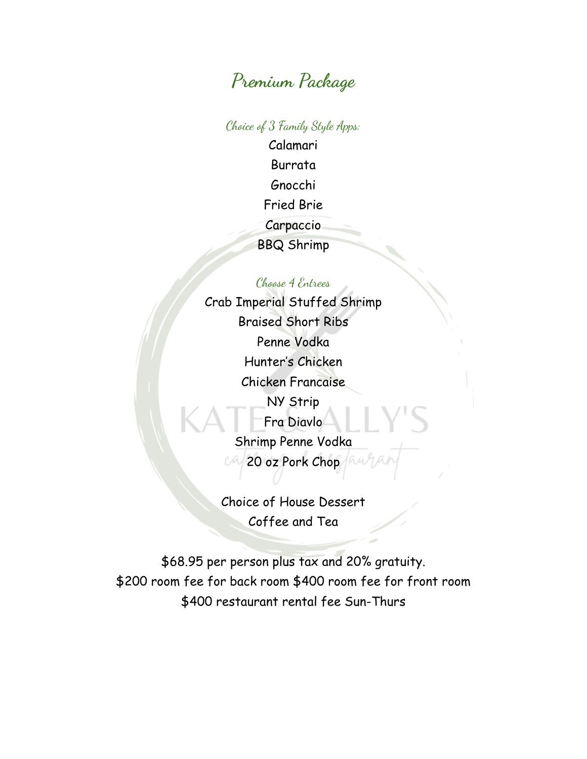# Premium Package

*Choice of 3 Family Style Apps:*

Calamari
Burrata
Gnocchi
Fried Brie
Carpaccio
BBQ Shrimp

*Choose 4 Entrees*

Crab Imperial Stuffed Shrimp
Braised Short Ribs
Penne Vodka
Hunter's Chicken
Chicken Francaise
NY Strip
Fra Diavlo
Shrimp Penne Vodka
20 oz Pork Chop

Choice of House Dessert
Coffee and Tea

$68.95 per person plus tax and 20% gratuity.
$200 room fee for back room $400 room fee for front room
$400 restaurant rental fee Sun-Thurs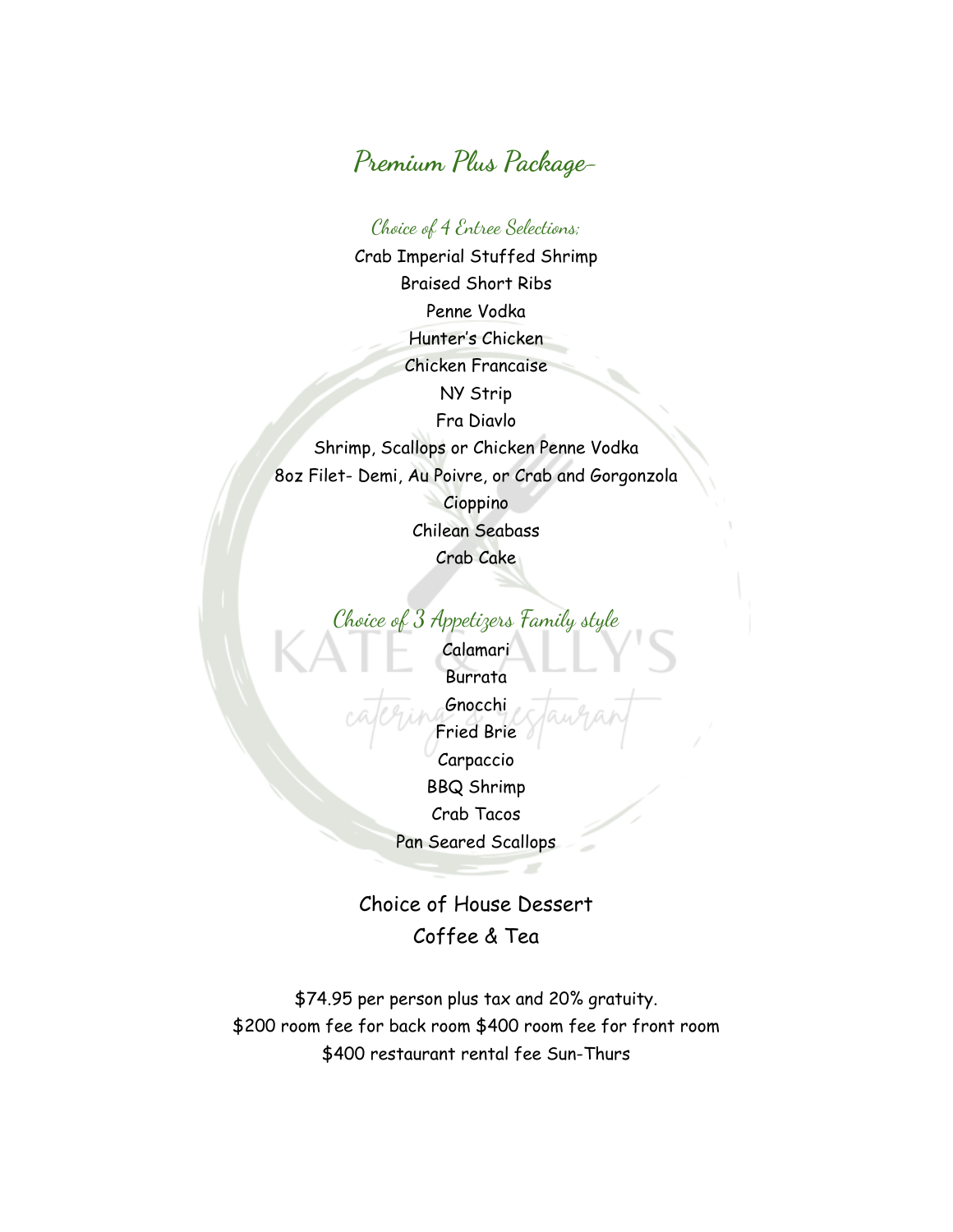# Premium Plus Package-

## Choice of 4 Entree Selections;

Crab Imperial Stuffed Shrimp

Braised Short Ribs

Penne Vodka

Hunter's Chicken

Chicken Francaise

NY Strip

Fra Diavlo

Shrimp, Scallops or Chicken Penne Vodka

8oz Filet- Demi, Au Poivre, or Crab and Gorgonzola

Cioppino

Chilean Seabass

Crab Cake

## Choice of 3 Appetizers Family style

Calamari

Burrata

Gnocchi

Fried Brie

Carpaccio

BBQ Shrimp

Crab Tacos

Pan Seared Scallops

Choice of House Dessert

Coffee & Tea

$74.95 per person plus tax and 20% gratuity.

$200 room fee for back room $400 room fee for front room

$400 restaurant rental fee Sun-Thurs